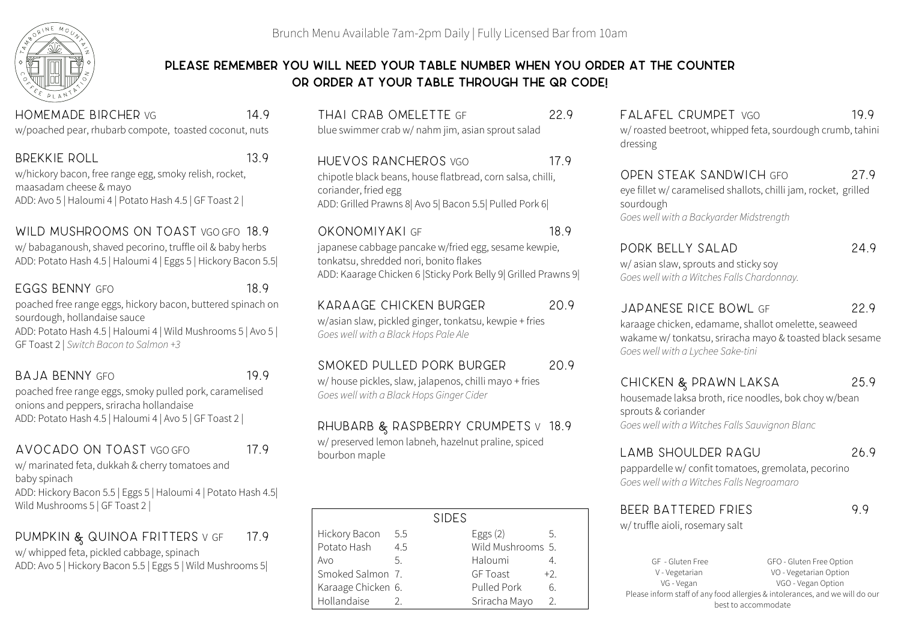Brunch Menu Available 7am-2pm Daily | Fully Licensed Bar from 10am

## PLEASE REMEMBER YOU WILL NEED YOUR TABLE NUMBER WHEN YOU ORDER AT THE COUNTER OR ORDER AT YOUR TABLE THROUGH THE QR CODE!

### HOMEMADE BIRCHER VG — 14.9
w/poached pear, rhubarb compote, toasted coconut, nuts

### BREKKIE ROLL — 13.9
w/hickory bacon, free range egg, smoky relish, rocket, maasadam cheese & mayo
ADD: Avo 5 | Haloumi 4 | Potato Hash 4.5 | GF Toast 2 |

### WILD MUSHROOMS ON TOAST VGO GFO — 18.9
w/ babaganoush, shaved pecorino, truffle oil & baby herbs
ADD: Potato Hash 4.5 | Haloumi 4 | Eggs 5 | Hickory Bacon 5.5|

### EGGS BENNY GFO — 18.9
poached free range eggs, hickory bacon, buttered spinach on sourdough, hollandaise sauce
ADD: Potato Hash 4.5 | Haloumi 4 | Wild Mushrooms 5 | Avo 5 | GF Toast 2 | *Switch Bacon to Salmon +3*

### BAJA BENNY GFO — 19.9
poached free range eggs, smoky pulled pork, caramelised onions and peppers, sriracha hollandaise
ADD: Potato Hash 4.5 | Haloumi 4 | Avo 5 | GF Toast 2 |

### AVOCADO ON TOAST VGO GFO — 17.9
w/ marinated feta, dukkah & cherry tomatoes and baby spinach
ADD: Hickory Bacon 5.5 | Eggs 5 | Haloumi 4 | Potato Hash 4.5| Wild Mushrooms 5 | GF Toast 2 |

### PUMPKIN & QUINOA FRITTERS V GF — 17.9
w/ whipped feta, pickled cabbage, spinach
ADD: Avo 5 | Hickory Bacon 5.5 | Eggs 5 | Wild Mushrooms 5|

### THAI CRAB OMELETTE GF — 22.9
blue swimmer crab w/ nahm jim, asian sprout salad

### HUEVOS RANCHEROS VGO — 17.9
chipotle black beans, house flatbread, corn salsa, chilli, coriander, fried egg
ADD: Grilled Prawns 8| Avo 5| Bacon 5.5| Pulled Pork 6|

### OKONOMIYAKI GF — 18.9
japanese cabbage pancake w/fried egg, sesame kewpie, tonkatsu, shredded nori, bonito flakes
ADD: Kaarage Chicken 6 |Sticky Pork Belly 9| Grilled Prawns 9|

### KARAAGE CHICKEN BURGER — 20.9
w/asian slaw, pickled ginger, tonkatsu, kewpie + fries
*Goes well with a Black Hops Pale Ale*

### SMOKED PULLED PORK BURGER — 20.9
w/ house pickles, slaw, jalapenos, chilli mayo + fries
*Goes well with a Black Hops Ginger Cider*

### RHUBARB & RASPBERRY CRUMPETS V — 18.9
w/ preserved lemon labneh, hazelnut praline, spiced bourbon maple

### SIDES

| | | | |
|---|---|---|---|
| Hickory Bacon | 5.5 | Eggs (2) | 5. |
| Potato Hash | 4.5 | Wild Mushrooms | 5. |
| Avo | 5. | Haloumi | 4. |
| Smoked Salmon | 7. | GF Toast | +2. |
| Karaage Chicken | 6. | Pulled Pork | 6. |
| Hollandaise | 2. | Sriracha Mayo | 2. |

### FALAFEL CRUMPET VGO — 19.9
w/ roasted beetroot, whipped feta, sourdough crumb, tahini dressing

### OPEN STEAK SANDWICH GFO — 27.9
eye fillet w/ caramelised shallots, chilli jam, rocket, grilled sourdough
*Goes well with a Backyarder Midstrength*

### PORK BELLY SALAD — 24.9
w/ asian slaw, sprouts and sticky soy
*Goes well with a Witches Falls Chardonnay.*

### JAPANESE RICE BOWL GF — 22.9
karaage chicken, edamame, shallot omelette, seaweed wakame w/ tonkatsu, sriracha mayo & toasted black sesame
*Goes well with a Lychee Sake-tini*

### CHICKEN & PRAWN LAKSA — 25.9
housemade laksa broth, rice noodles, bok choy w/bean sprouts & coriander
*Goes well with a Witches Falls Sauvignon Blanc*

### LAMB SHOULDER RAGU — 26.9
pappardelle w/ confit tomatoes, gremolata, pecorino
*Goes well with a Witches Falls Negroamaro*

### BEER BATTERED FRIES — 9.9
w/ truffle aioli, rosemary salt

GF - Gluten Free | GFO - Gluten Free Option
V - Vegetarian | VO - Vegetarian Option
VG - Vegan | VGO - Vegan Option

Please inform staff of any food allergies & intolerances, and we will do our best to accommodate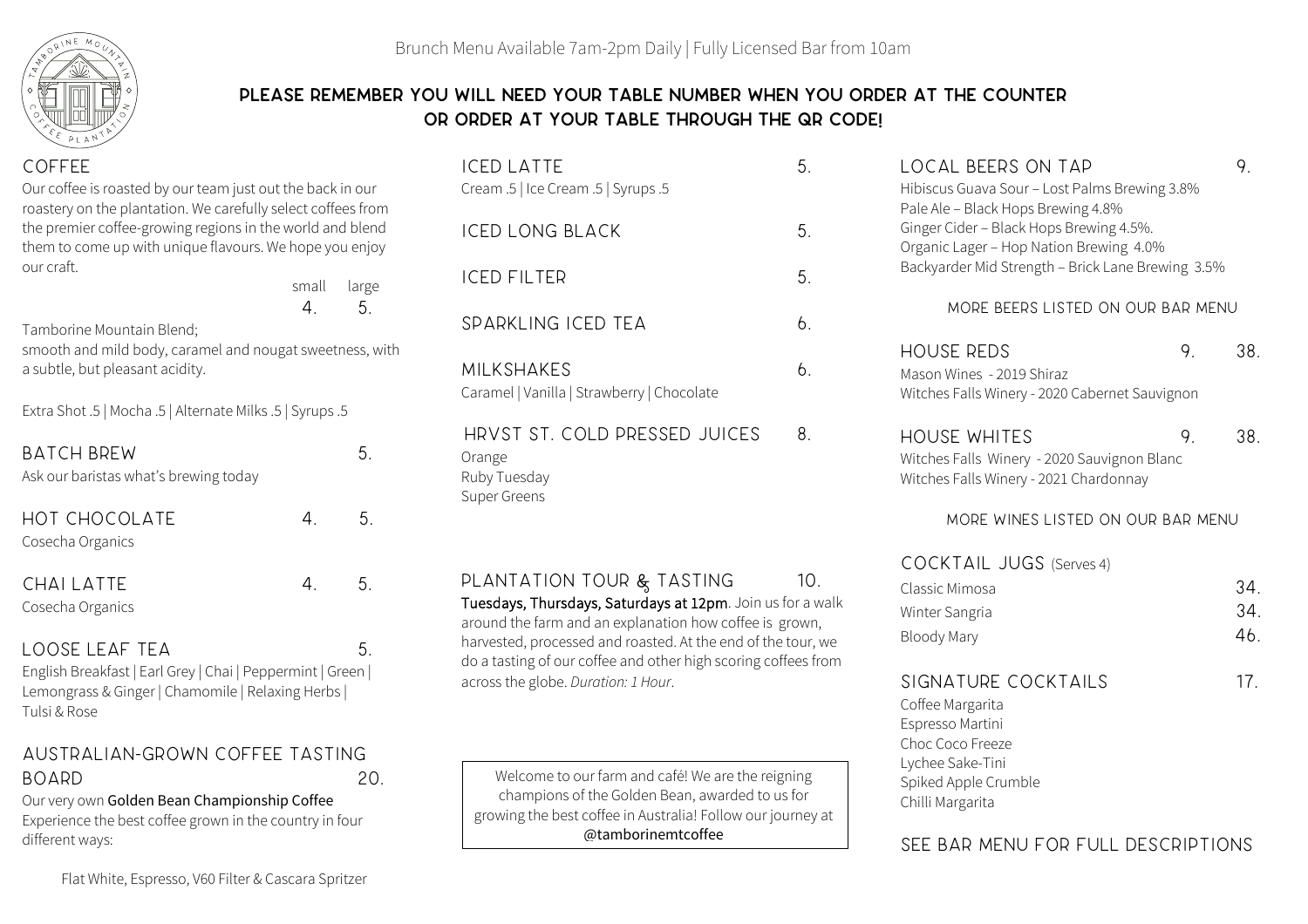Brunch Menu Available 7am-2pm Daily | Fully Licensed Bar from 10am

**PLEASE REMEMBER YOU WILL NEED YOUR TABLE NUMBER WHEN YOU ORDER AT THE COUNTER OR ORDER AT YOUR TABLE THROUGH THE QR CODE!**

## COFFEE

Our coffee is roasted by our team just out the back in our roastery on the plantation. We carefully select coffees from the premier coffee-growing regions in the world and blend them to come up with unique flavours. We hope you enjoy our craft.

| | small | large |
|---|---|---|
| Tamborine Mountain Blend; | 4. | 5. |

smooth and mild body, caramel and nougat sweetness, with a subtle, but pleasant acidity.

Extra Shot .5 | Mocha .5 | Alternate Milks .5 | Syrups .5

## BATCH BREW 5.

Ask our baristas what's brewing today

## HOT CHOCOLATE 4. 5.

Cosecha Organics

## CHAI LATTE 4. 5.

Cosecha Organics

## LOOSE LEAF TEA 5.

English Breakfast | Earl Grey | Chai | Peppermint | Green | Lemongrass & Ginger | Chamomile | Relaxing Herbs | Tulsi & Rose

## AUSTRALIAN-GROWN COFFEE TASTING BOARD 20.

Our very own **Golden Bean Championship Coffee**
Experience the best coffee grown in the country in four different ways:

Flat White, Espresso, V60 Filter & Cascara Spritzer

## ICED LATTE 5.

Cream .5 | Ice Cream .5 | Syrups .5

## ICED LONG BLACK 5.

## ICED FILTER 5.

## SPARKLING ICED TEA 6.

## MILKSHAKES 6.

Caramel | Vanilla | Strawberry | Chocolate

## HRVST ST. COLD PRESSED JUICES 8.

Orange
Ruby Tuesday
Super Greens

## PLANTATION TOUR & TASTING 10.

**Tuesdays, Thursdays, Saturdays at 12pm**. Join us for a walk around the farm and an explanation how coffee is grown, harvested, processed and roasted. At the end of the tour, we do a tasting of our coffee and other high scoring coffees from across the globe. *Duration: 1 Hour*.

Welcome to our farm and café! We are the reigning champions of the Golden Bean, awarded to us for growing the best coffee in Australia! Follow our journey at @tamborinemtcoffee

## LOCAL BEERS ON TAP 9.

Hibiscus Guava Sour – Lost Palms Brewing 3.8%
Pale Ale – Black Hops Brewing 4.8%
Ginger Cider – Black Hops Brewing 4.5%.
Organic Lager – Hop Nation Brewing 4.0%
Backyarder Mid Strength – Brick Lane Brewing 3.5%

MORE BEERS LISTED ON OUR BAR MENU

## HOUSE REDS 9. 38.

Mason Wines - 2019 Shiraz
Witches Falls Winery - 2020 Cabernet Sauvignon

## HOUSE WHITES 9. 38.

Witches Falls Winery - 2020 Sauvignon Blanc
Witches Falls Winery - 2021 Chardonnay

MORE WINES LISTED ON OUR BAR MENU

## COCKTAIL JUGS (Serves 4)

| | |
|---|---|
| Classic Mimosa | 34. |
| Winter Sangria | 34. |
| Bloody Mary | 46. |

## SIGNATURE COCKTAILS 17.

Coffee Margarita
Espresso Martini
Choc Coco Freeze
Lychee Sake-Tini
Spiked Apple Crumble
Chilli Margarita

SEE BAR MENU FOR FULL DESCRIPTIONS